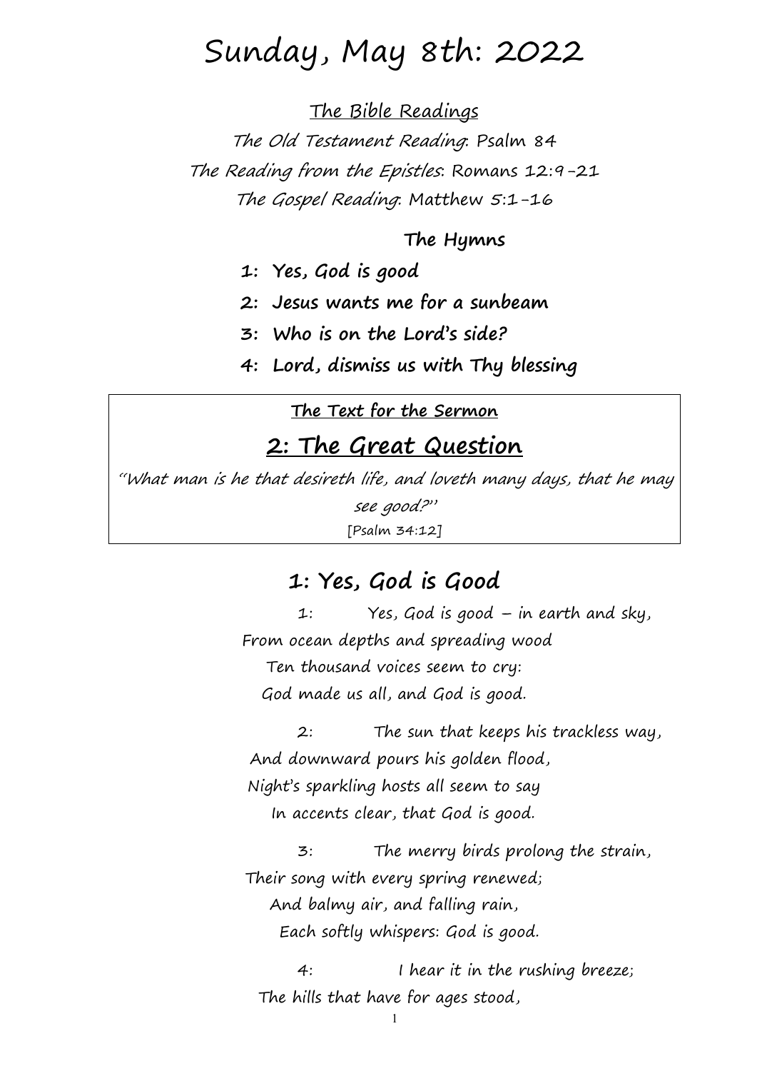# Sunday, May 8th: 2022

The Bible Readings

*The Old Testament Reading*: Psalm 84

*The Reading from the Epistles*: Romans 12:9-21

*The Gospel Reading*: Matthew 5:1-16

**The Hymns**

**1: Yes, God is good**

**2: Jesus wants me for a sunbeam**

**3: Who is on the Lord's side?**

**4: Lord, dismiss us with Thy blessing**

**The Text for the Sermon**

## 2: The Great Question

*"What man is he that desireth life, and loveth many days, that he may see good?"*

[Psalm 34:12]

## 1: Yes, God is Good

1: *Yes, God is good – in earth and sky,*
*From ocean depths and spreading wood*
*Ten thousand voices seem to cry:*
*God made us all, and God is good.*

2: *The sun that keeps his trackless way,*
*And downward pours his golden flood,*
*Night's sparkling hosts all seem to say*
*In accents clear, that God is good.*

3: *The merry birds prolong the strain,*
*Their song with every spring renewed;*
*And balmy air, and falling rain,*
*Each softly whispers: God is good.*

4: *I hear it in the rushing breeze;*
*The hills that have for ages stood,*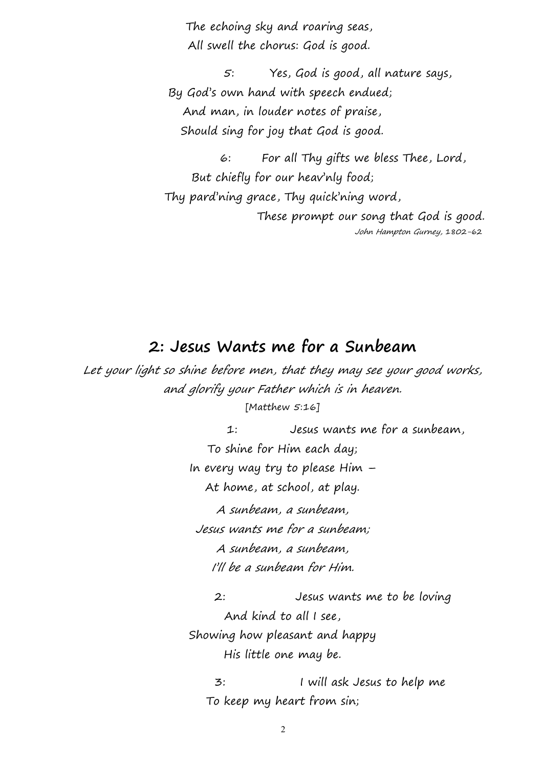The echoing sky and roaring seas,
All swell the chorus: God is good.

5: Yes, God is good, all nature says,
By God's own hand with speech endued;
And man, in louder notes of praise,
Should sing for joy that God is good.

6: For all Thy gifts we bless Thee, Lord,
But chiefly for our heav'nly food;
Thy pard'ning grace, Thy quick'ning word,
These prompt our song that God is good.

John Hampton Gurney, 1802-62

## 2: Jesus Wants me for a Sunbeam

*Let your light so shine before men, that they may see your good works, and glorify your Father which is in heaven.*

[Matthew 5:16]

1: Jesus wants me for a sunbeam,
To shine for Him each day;
In every way try to please Him –
At home, at school, at play.

*A sunbeam, a sunbeam,*
*Jesus wants me for a sunbeam;*
*A sunbeam, a sunbeam,*
*I'll be a sunbeam for Him.*

2: Jesus wants me to be loving
And kind to all I see,
Showing how pleasant and happy
His little one may be.

3: I will ask Jesus to help me
To keep my heart from sin;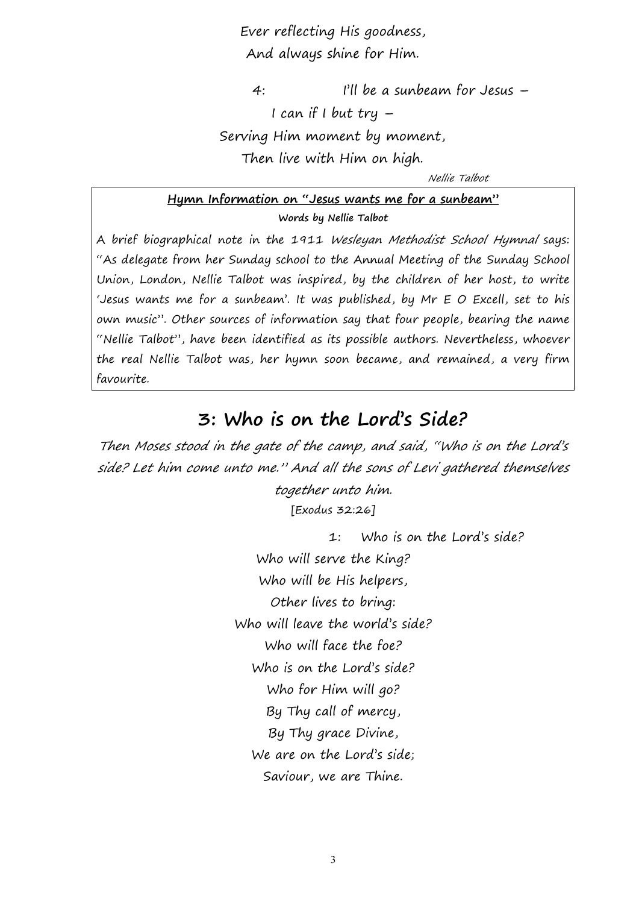Ever reflecting His goodness,
And always shine for Him.

4: I'll be a sunbeam for Jesus –
I can if I but try –
Serving Him moment by moment,
Then live with Him on high.

*Nellie Talbot*

**Hymn Information on "Jesus wants me for a sunbeam"**
**Words by Nellie Talbot**

A brief biographical note in the 1911 *Wesleyan Methodist School Hymnal* says: "As delegate from her Sunday school to the Annual Meeting of the Sunday School Union, London, Nellie Talbot was inspired, by the children of her host, to write 'Jesus wants me for a sunbeam'. It was published, by Mr E O Excell, set to his own music". Other sources of information say that four people, bearing the name "Nellie Talbot", have been identified as its possible authors. Nevertheless, whoever the real Nellie Talbot was, her hymn soon became, and remained, a very firm favourite.

## 3: Who is on the Lord's Side?

*Then Moses stood in the gate of the camp, and said, "Who is on the Lord's side? Let him come unto me." And all the sons of Levi gathered themselves together unto him.*
[Exodus 32:26]

1: Who is on the Lord's side?
Who will serve the King?
Who will be His helpers,
Other lives to bring:
Who will leave the world's side?
Who will face the foe?
Who is on the Lord's side?
Who for Him will go?
By Thy call of mercy,
By Thy grace Divine,
We are on the Lord's side;
Saviour, we are Thine.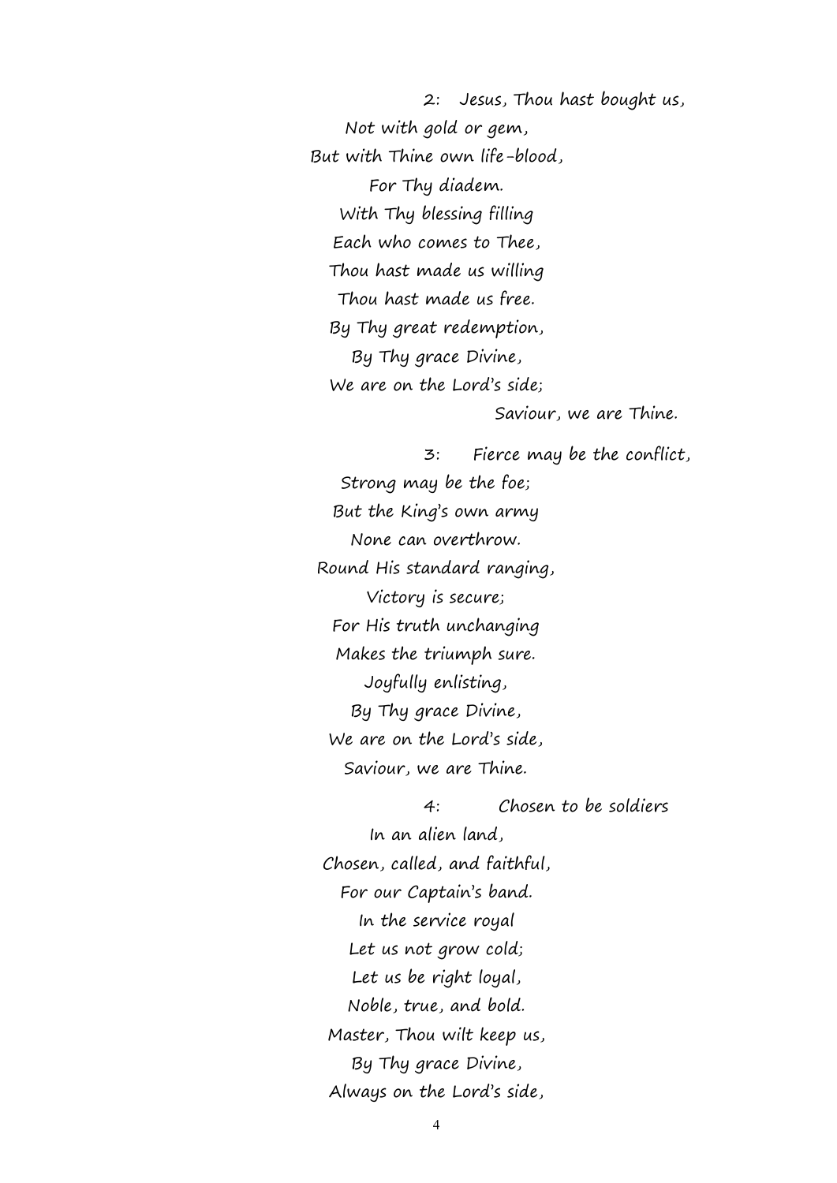2: Jesus, Thou hast bought us,
Not with gold or gem,
But with Thine own life-blood,
For Thy diadem.
With Thy blessing filling
Each who comes to Thee,
Thou hast made us willing
Thou hast made us free.
By Thy great redemption,
By Thy grace Divine,
We are on the Lord's side;
Saviour, we are Thine.

3: Fierce may be the conflict,
Strong may be the foe;
But the King's own army
None can overthrow.
Round His standard ranging,
Victory is secure;
For His truth unchanging
Makes the triumph sure.
Joyfully enlisting,
By Thy grace Divine,
We are on the Lord's side,
Saviour, we are Thine.

4: Chosen to be soldiers
In an alien land,
Chosen, called, and faithful,
For our Captain's band.
In the service royal
Let us not grow cold;
Let us be right loyal,
Noble, true, and bold.
Master, Thou wilt keep us,
By Thy grace Divine,
Always on the Lord's side,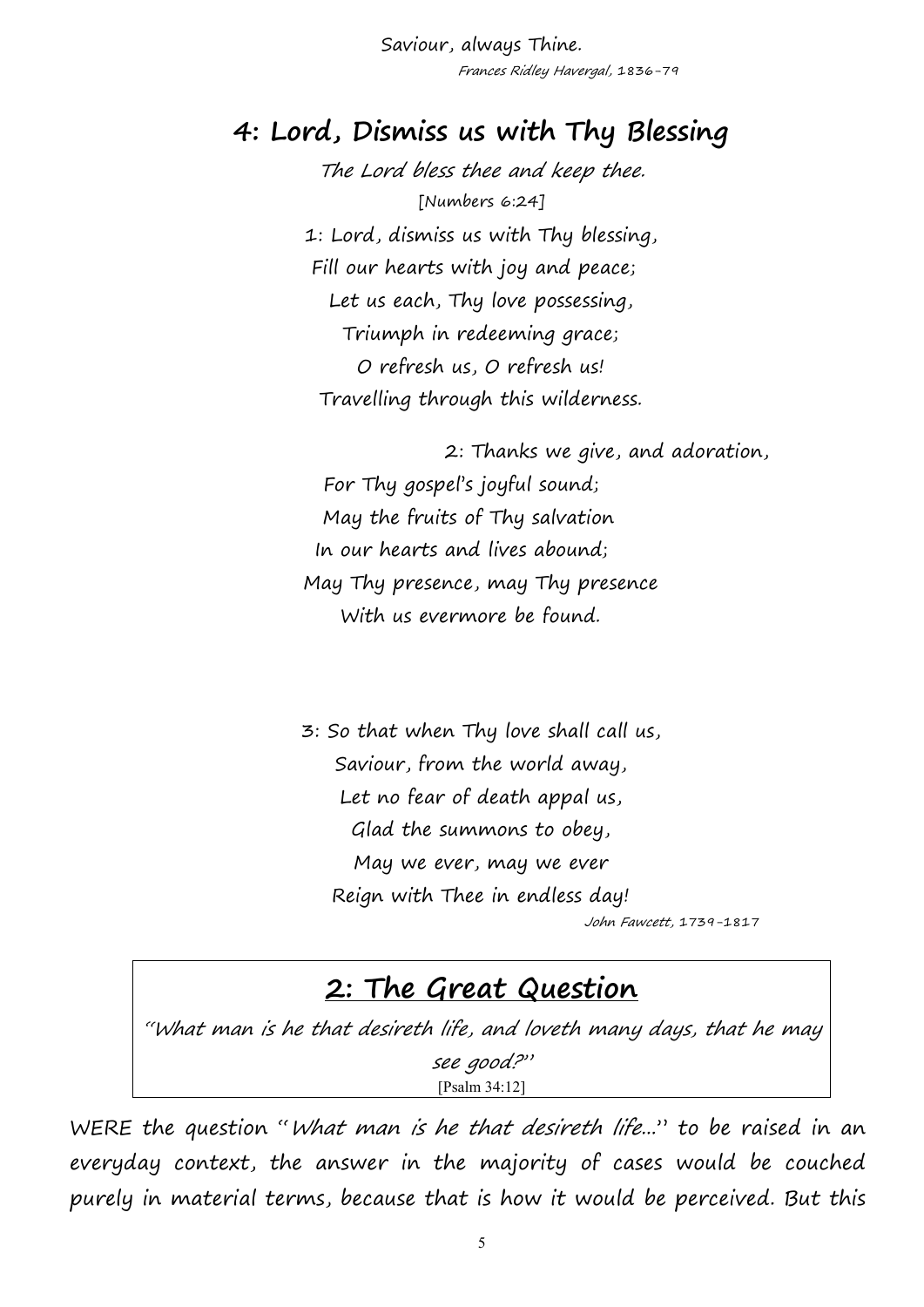Saviour, always Thine.

*Frances Ridley Havergal, 1836-79*

## 4: Lord, Dismiss us with Thy Blessing

*The Lord bless thee and keep thee.*

[Numbers 6:24]

1: Lord, dismiss us with Thy blessing,
Fill our hearts with joy and peace;
Let us each, Thy love possessing,
Triumph in redeeming grace;
O refresh us, O refresh us!
Travelling through this wilderness.

2: Thanks we give, and adoration,
For Thy gospel's joyful sound;
May the fruits of Thy salvation
In our hearts and lives abound;
May Thy presence, may Thy presence
With us evermore be found.

3: So that when Thy love shall call us,
Saviour, from the world away,
Let no fear of death appal us,
Glad the summons to obey,
May we ever, may we ever
Reign with Thee in endless day!

*John Fawcett, 1739-1817*

## 2: The Great Question

*"What man is he that desireth life, and loveth many days, that he may see good?"*

[Psalm 34:12]

WERE the question "*What man is he that desireth life...*" to be raised in an everyday context, the answer in the majority of cases would be couched purely in material terms, because that is how it would be perceived. But this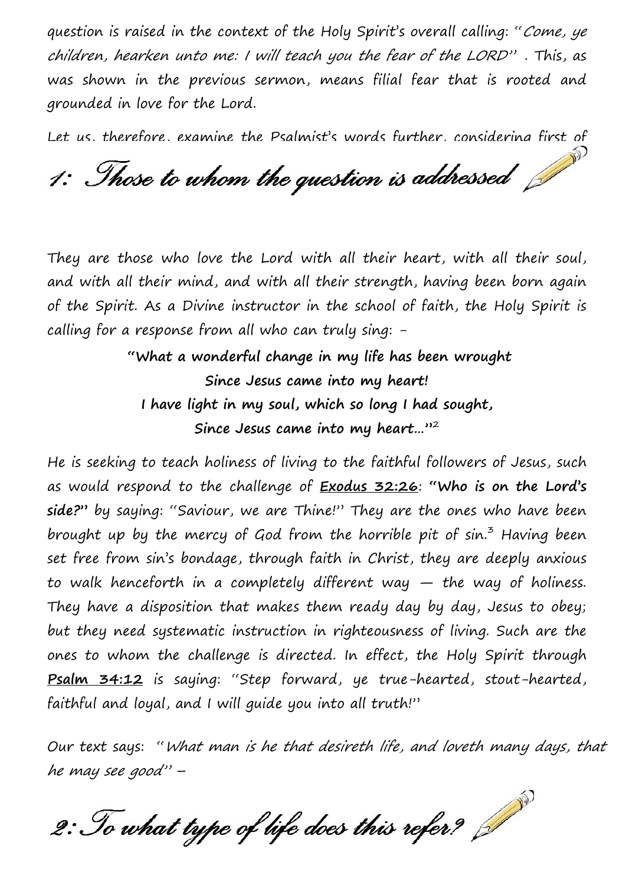question is raised in the context of the Holy Spirit's overall calling: "*Come, ye children, hearken unto me: I will teach you the fear of the LORD*" . This, as was shown in the previous sermon, means filial fear that is rooted and grounded in love for the Lord.

Let us, therefore, examine the Psalmist's words further, considering first of

## 1: Those to whom the question is addressed

They are those who love the Lord with all their heart, with all their soul, and with all their mind, and with all their strength, having been born again of the Spirit. As a Divine instructor in the school of faith, the Holy Spirit is calling for a response from all who can truly sing: -

> **"What a wonderful change in my life has been wrought**
> **Since Jesus came into my heart!**
> **I have light in my soul, which so long I had sought,**
> **Since Jesus came into my heart..."**[2]

He is seeking to teach holiness of living to the faithful followers of Jesus, such as would respond to the challenge of **Exodus 32:26**: **"Who is on the Lord's side?"** by saying: "Saviour, we are Thine!" They are the ones who have been brought up by the mercy of God from the horrible pit of sin.[3] Having been set free from sin's bondage, through faith in Christ, they are deeply anxious to walk henceforth in a completely different way — the way of holiness. They have a disposition that makes them ready day by day, Jesus to obey; but they need systematic instruction in righteousness of living. Such are the ones to whom the challenge is directed. In effect, the Holy Spirit through **Psalm 34:12** is saying: "Step forward, ye true-hearted, stout-hearted, faithful and loyal, and I will guide you into all truth!"

Our text says: "*What man is he that desireth life, and loveth many days, that he may see good*" –

## 2: To what type of life does this refer?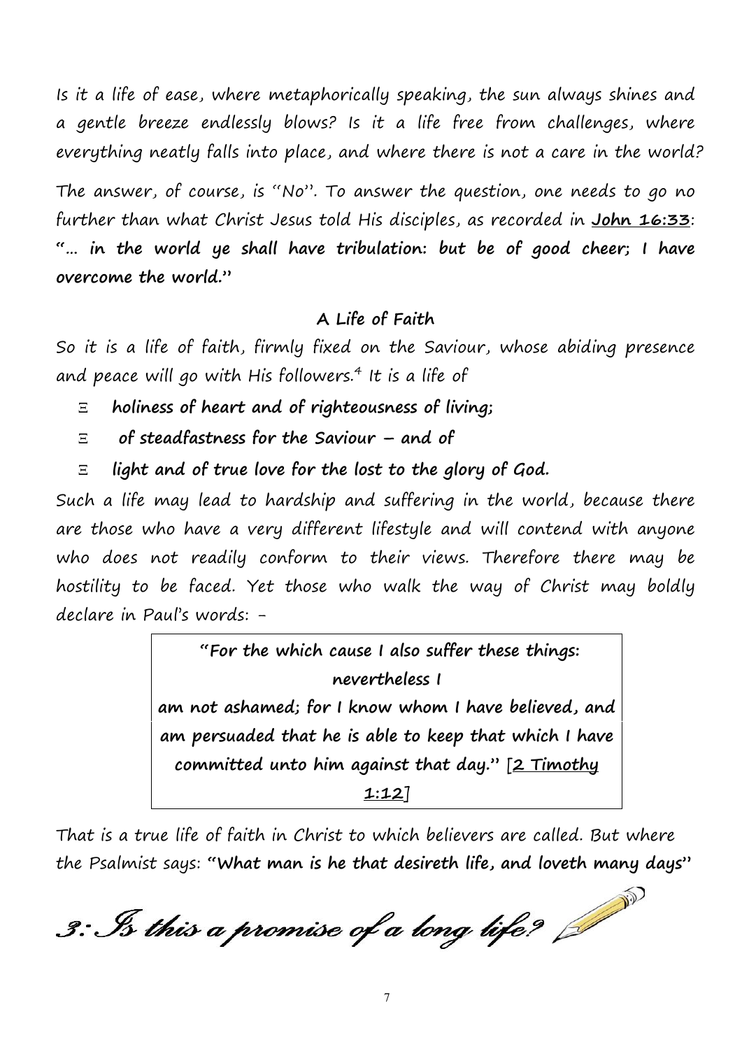Is it a life of ease, where metaphorically speaking, the sun always shines and a gentle breeze endlessly blows? Is it a life free from challenges, where everything neatly falls into place, and where there is not a care in the world?

The answer, of course, is "No". To answer the question, one needs to go no further than what Christ Jesus told His disciples, as recorded in **John 16:33**: "**… in the world ye shall have tribulation: but be of good cheer; I have overcome the world.**"

### A Life of Faith

So it is a life of faith, firmly fixed on the Saviour, whose abiding presence and peace will go with His followers.[4] It is a life of

- **holiness of heart and of righteousness of living;**
- **of steadfastness for the Saviour – and of**
- **light and of true love for the lost to the glory of God.**

Such a life may lead to hardship and suffering in the world, because there are those who have a very different lifestyle and will contend with anyone who does not readily conform to their views. Therefore there may be hostility to be faced. Yet those who walk the way of Christ may boldly declare in Paul's words: -

> **"For the which cause I also suffer these things: nevertheless I am not ashamed; for I know whom I have believed, and am persuaded that he is able to keep that which I have committed unto him against that day."** [**2 Timothy 1:12**]

That is a true life of faith in Christ to which believers are called. But where the Psalmist says: "**What man is he that desireth life, and loveth many days**"

## 3: Is this a promise of a long life?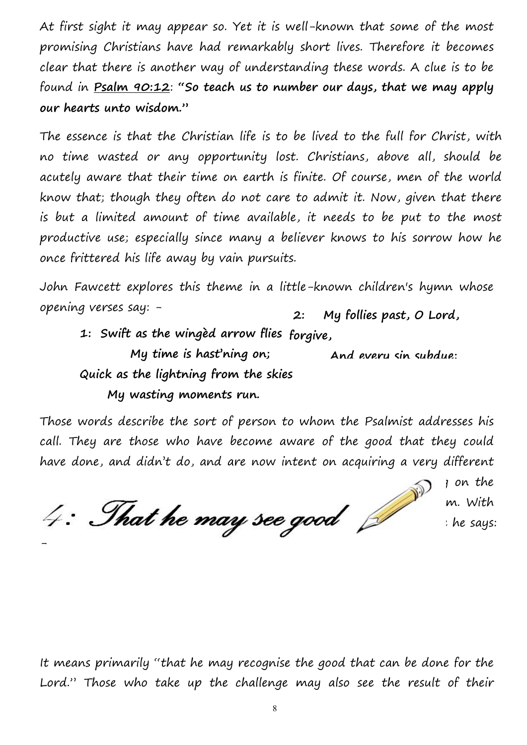At first sight it may appear so. Yet it is well-known that some of the most promising Christians have had remarkably short lives. Therefore it becomes clear that there is another way of understanding these words. A clue is to be found in **Psalm 90:12**: **"So teach us to number our days, that we may apply our hearts unto wisdom."**

The essence is that the Christian life is to be lived to the full for Christ, with no time wasted or any opportunity lost. Christians, above all, should be acutely aware that their time on earth is finite. Of course, men of the world know that; though they often do not care to admit it. Now, given that there is but a limited amount of time available, it needs to be put to the most productive use; especially since many a believer knows to his sorrow how he once frittered his life away by vain pursuits.

John Fawcett explores this theme in a little-known children's hymn whose opening verses say: -

**1: Swift as the wingèd arrow flies**
**My time is hast'ning on;**
**Quick as the lightning from the skies**
**My wasting moments run.**

**2: My follies past, O Lord, forgive,**
**And every sin subdue;**

Those words describe the sort of person to whom the Psalmist addresses his call. They are those who have become aware of the good that they could have done, and didn't do, and are now intent on acquiring a very different

## 4: That he may see good

... on the ... m. With ... he says: -

It means primarily "that he may recognise the good that can be done for the Lord." Those who take up the challenge may also see the result of their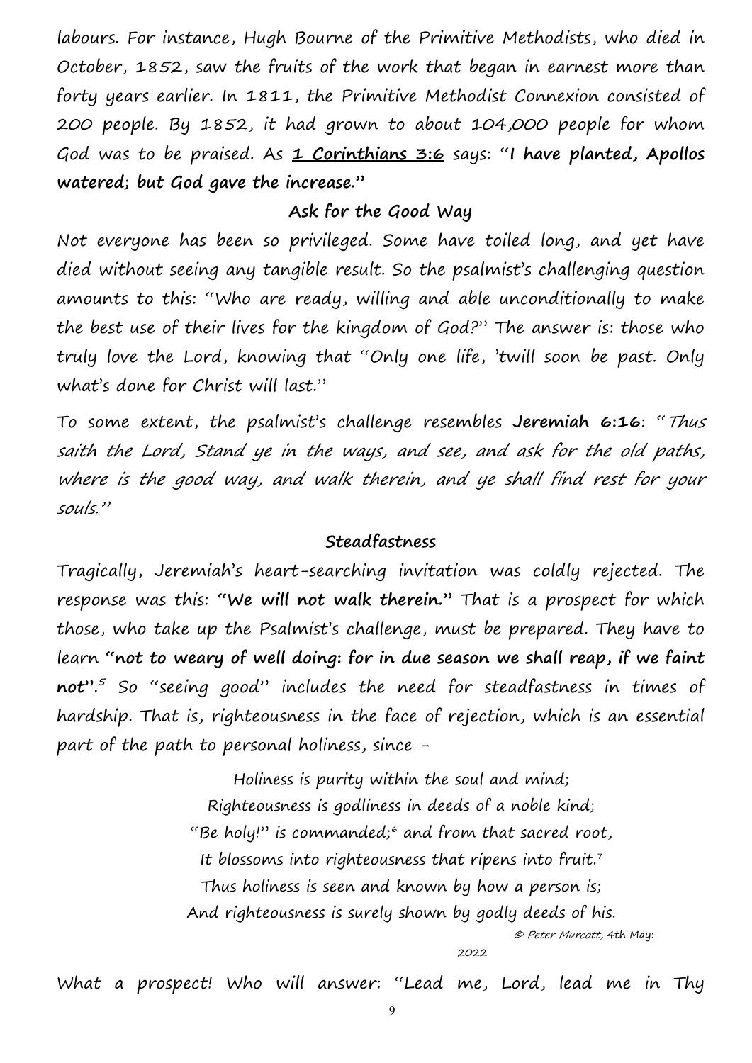labours. For instance, Hugh Bourne of the Primitive Methodists, who died in October, 1852, saw the fruits of the work that began in earnest more than forty years earlier. In 1811, the Primitive Methodist Connexion consisted of 200 people. By 1852, it had grown to about 104,000 people for whom God was to be praised. As **1 Corinthians 3:6** says: "**I have planted, Apollos watered; but God gave the increase.**"

### Ask for the Good Way

Not everyone has been so privileged. Some have toiled long, and yet have died without seeing any tangible result. So the psalmist's challenging question amounts to this: "Who are ready, willing and able unconditionally to make the best use of their lives for the kingdom of God?" The answer is: those who truly love the Lord, knowing that "Only one life, 'twill soon be past. Only what's done for Christ will last."

To some extent, the psalmist's challenge resembles **Jeremiah 6:16**: "*Thus saith the Lord, Stand ye in the ways, and see, and ask for the old paths, where is the good way, and walk therein, and ye shall find rest for your souls.*"

### Steadfastness

Tragically, Jeremiah's heart-searching invitation was coldly rejected. The response was this: "**We will not walk therein.**" That is a prospect for which those, who take up the Psalmist's challenge, must be prepared. They have to learn "**not to weary of well doing: for in due season we shall reap, if we faint not**".[5] So "seeing good" includes the need for steadfastness in times of hardship. That is, righteousness in the face of rejection, which is an essential part of the path to personal holiness, since –

Holiness is purity within the soul and mind;
Righteousness is godliness in deeds of a noble kind;
"Be holy!" is commanded;[6] and from that sacred root,
It blossoms into righteousness that ripens into fruit.[7]
Thus holiness is seen and known by how a person is;
And righteousness is surely shown by godly deeds of his.

© Peter Murcott, 4th May: 2022

What a prospect! Who will answer: "Lead me, Lord, lead me in Thy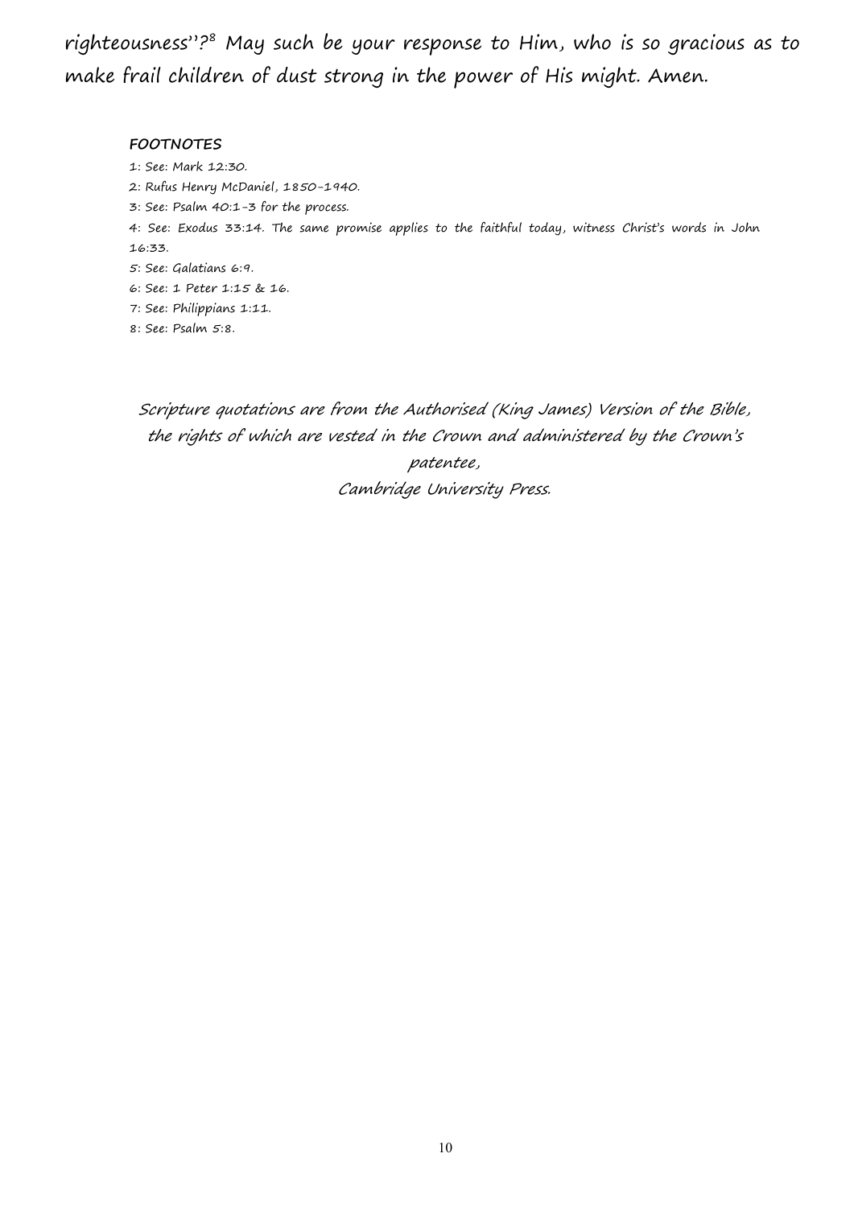righteousness"?[8] May such be your response to Him, who is so gracious as to make frail children of dust strong in the power of His might. Amen.

**FOOTNOTES**

1: See: Mark 12:30.
2: Rufus Henry McDaniel, 1850-1940.
3: See: Psalm 40:1-3 for the process.
4: See: Exodus 33:14. The same promise applies to the faithful today, witness Christ's words in John 16:33.
5: See: Galatians 6:9.
6: See: 1 Peter 1:15 & 16.
7: See: Philippians 1:11.
8: See: Psalm 5:8.

*Scripture quotations are from the Authorised (King James) Version of the Bible, the rights of which are vested in the Crown and administered by the Crown's patentee,*
*Cambridge University Press.*